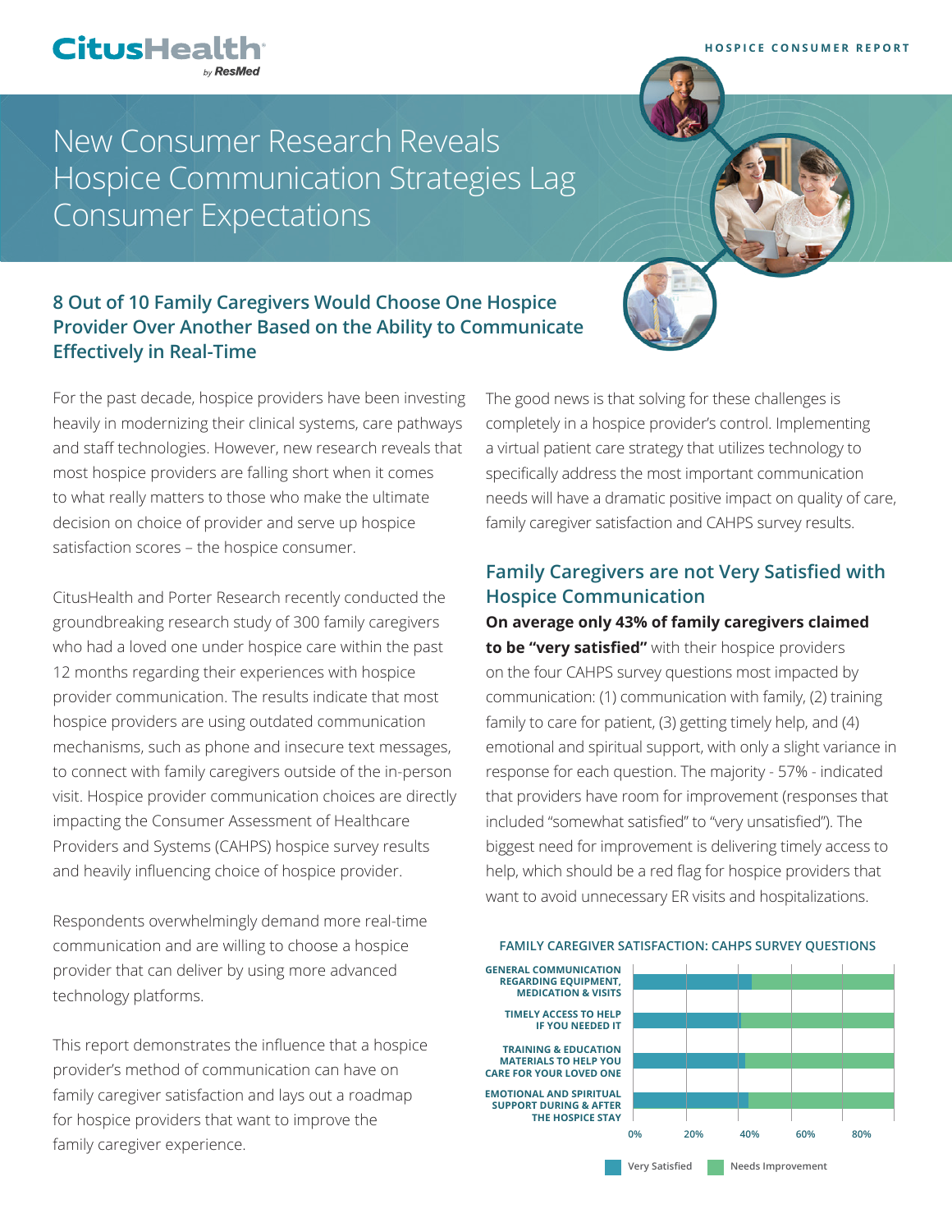CitusHealth by ResMed

HOSPICE CONSUMER REPORT

# New Consumer Research Reveals Hospice Communication Strategies Lag Consumer Expectations

## 8 Out of 10 Family Caregivers Would Choose One Hospice Provider Over Another Based on the Ability to Communicate Effectively in Real-Time

For the past decade, hospice providers have been investing heavily in modernizing their clinical systems, care pathways and staff technologies. However, new research reveals that most hospice providers are falling short when it comes to what really matters to those who make the ultimate decision on choice of provider and serve up hospice satisfaction scores – the hospice consumer.

CitusHealth and Porter Research recently conducted the groundbreaking research study of 300 family caregivers who had a loved one under hospice care within the past 12 months regarding their experiences with hospice provider communication. The results indicate that most hospice providers are using outdated communication mechanisms, such as phone and insecure text messages, to connect with family caregivers outside of the in-person visit. Hospice provider communication choices are directly impacting the Consumer Assessment of Healthcare Providers and Systems (CAHPS) hospice survey results and heavily influencing choice of hospice provider.

Respondents overwhelmingly demand more real-time communication and are willing to choose a hospice provider that can deliver by using more advanced technology platforms.

This report demonstrates the influence that a hospice provider's method of communication can have on family caregiver satisfaction and lays out a roadmap for hospice providers that want to improve the family caregiver experience.

The good news is that solving for these challenges is completely in a hospice provider's control. Implementing a virtual patient care strategy that utilizes technology to specifically address the most important communication needs will have a dramatic positive impact on quality of care, family caregiver satisfaction and CAHPS survey results.

## Family Caregivers are not Very Satisfied with Hospice Communication

**On average only 43% of family caregivers claimed to be "very satisfied"** with their hospice providers on the four CAHPS survey questions most impacted by communication: (1) communication with family, (2) training family to care for patient, (3) getting timely help, and (4) emotional and spiritual support, with only a slight variance in response for each question. The majority - 57% - indicated that providers have room for improvement (responses that included "somewhat satisfied" to "very unsatisfied"). The biggest need for improvement is delivering timely access to help, which should be a red flag for hospice providers that want to avoid unnecessary ER visits and hospitalizations.

**FAMILY CAREGIVER SATISFACTION: CAHPS SURVEY QUESTIONS**

Chart (stacked horizontal bars; x-axis 0%–80%; legend: Very Satisfied, Needs Improvement):
- GENERAL COMMUNICATION REGARDING EQUIPMENT, MEDICATION & VISITS
- TIMELY ACCESS TO HELP IF YOU NEEDED IT
- TRAINING & EDUCATION MATERIALS TO HELP YOU CARE FOR YOUR LOVED ONE
- EMOTIONAL AND SPIRITUAL SUPPORT DURING & AFTER THE HOSPICE STAY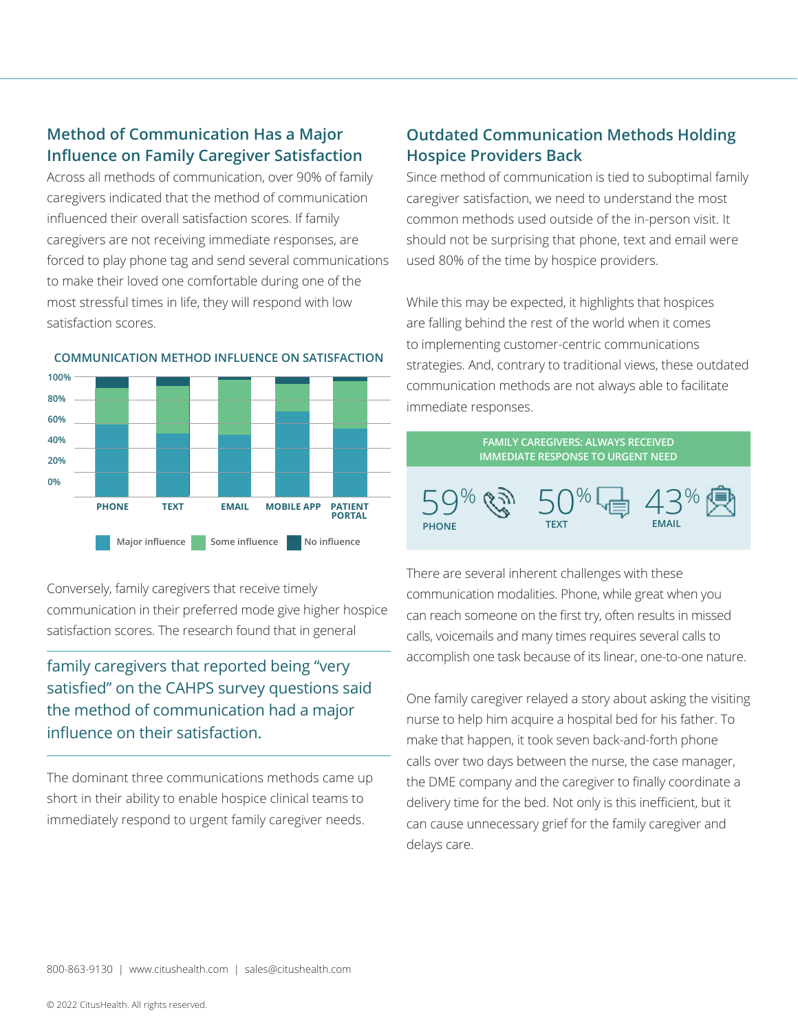## Method of Communication Has a Major Influence on Family Caregiver Satisfaction

Across all methods of communication, over 90% of family caregivers indicated that the method of communication influenced their overall satisfaction scores. If family caregivers are not receiving immediate responses, are forced to play phone tag and send several communications to make their loved one comfortable during one of the most stressful times in life, they will respond with low satisfaction scores.

**COMMUNICATION METHOD INFLUENCE ON SATISFACTION**

100%
80%
60%
40%
20%
0%

PHONE TEXT EMAIL MOBILE APP PATIENT PORTAL

Major influence · Some influence · No influence

Conversely, family caregivers that receive timely communication in their preferred mode give higher hospice satisfaction scores. The research found that in general

> family caregivers that reported being "very satisfied" on the CAHPS survey questions said the method of communication had a major influence on their satisfaction.

The dominant three communications methods came up short in their ability to enable hospice clinical teams to immediately respond to urgent family caregiver needs.

## Outdated Communication Methods Holding Hospice Providers Back

Since method of communication is tied to suboptimal family caregiver satisfaction, we need to understand the most common methods used outside of the in-person visit. It should not be surprising that phone, text and email were used 80% of the time by hospice providers.

While this may be expected, it highlights that hospices are falling behind the rest of the world when it comes to implementing customer-centric communications strategies. And, contrary to traditional views, these outdated communication methods are not always able to facilitate immediate responses.

**FAMILY CAREGIVERS: ALWAYS RECEIVED IMMEDIATE RESPONSE TO URGENT NEED**

59% PHONE
50% TEXT
43% EMAIL

There are several inherent challenges with these communication modalities. Phone, while great when you can reach someone on the first try, often results in missed calls, voicemails and many times requires several calls to accomplish one task because of its linear, one-to-one nature.

One family caregiver relayed a story about asking the visiting nurse to help him acquire a hospital bed for his father. To make that happen, it took seven back-and-forth phone calls over two days between the nurse, the case manager, the DME company and the caregiver to finally coordinate a delivery time for the bed. Not only is this inefficient, but it can cause unnecessary grief for the family caregiver and delays care.

800-863-9130 | www.citushealth.com | sales@citushealth.com

© 2022 CitusHealth. All rights reserved.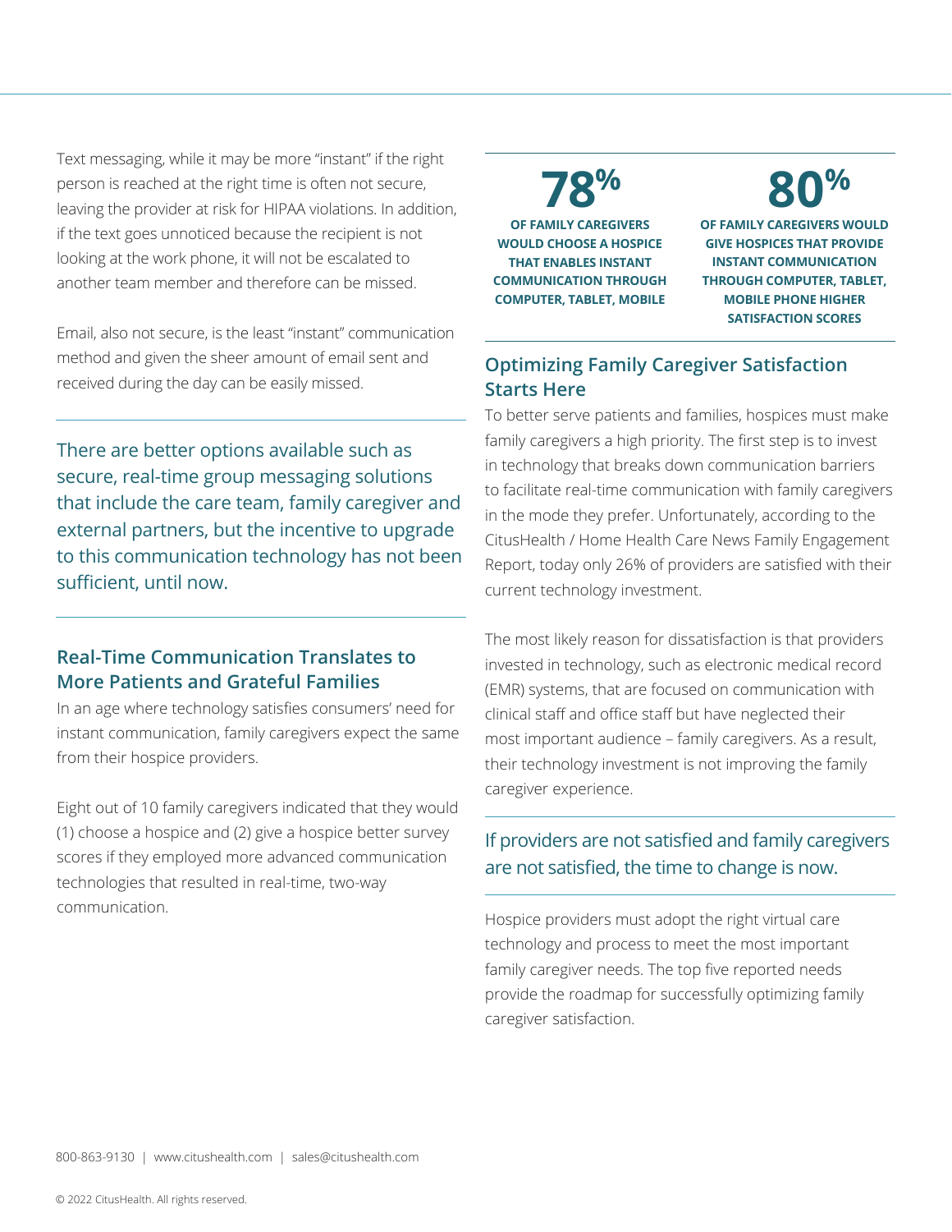Text messaging, while it may be more "instant" if the right person is reached at the right time is often not secure, leaving the provider at risk for HIPAA violations. In addition, if the text goes unnoticed because the recipient is not looking at the work phone, it will not be escalated to another team member and therefore can be missed.

Email, also not secure, is the least "instant" communication method and given the sheer amount of email sent and received during the day can be easily missed.

> There are better options available such as secure, real-time group messaging solutions that include the care team, family caregiver and external partners, but the incentive to upgrade to this communication technology has not been sufficient, until now.

## Real-Time Communication Translates to More Patients and Grateful Families

In an age where technology satisfies consumers' need for instant communication, family caregivers expect the same from their hospice providers.

Eight out of 10 family caregivers indicated that they would (1) choose a hospice and (2) give a hospice better survey scores if they employed more advanced communication technologies that resulted in real-time, two-way communication.

**78%**

**OF FAMILY CAREGIVERS WOULD CHOOSE A HOSPICE THAT ENABLES INSTANT COMMUNICATION THROUGH COMPUTER, TABLET, MOBILE**

**80%**

**OF FAMILY CAREGIVERS WOULD GIVE HOSPICES THAT PROVIDE INSTANT COMMUNICATION THROUGH COMPUTER, TABLET, MOBILE PHONE HIGHER SATISFACTION SCORES**

## Optimizing Family Caregiver Satisfaction Starts Here

To better serve patients and families, hospices must make family caregivers a high priority. The first step is to invest in technology that breaks down communication barriers to facilitate real-time communication with family caregivers in the mode they prefer. Unfortunately, according to the CitusHealth / Home Health Care News Family Engagement Report, today only 26% of providers are satisfied with their current technology investment.

The most likely reason for dissatisfaction is that providers invested in technology, such as electronic medical record (EMR) systems, that are focused on communication with clinical staff and office staff but have neglected their most important audience – family caregivers. As a result, their technology investment is not improving the family caregiver experience.

> If providers are not satisfied and family caregivers are not satisfied, the time to change is now.

Hospice providers must adopt the right virtual care technology and process to meet the most important family caregiver needs. The top five reported needs provide the roadmap for successfully optimizing family caregiver satisfaction.

800-863-9130 | www.citushealth.com | sales@citushealth.com

© 2022 CitusHealth. All rights reserved.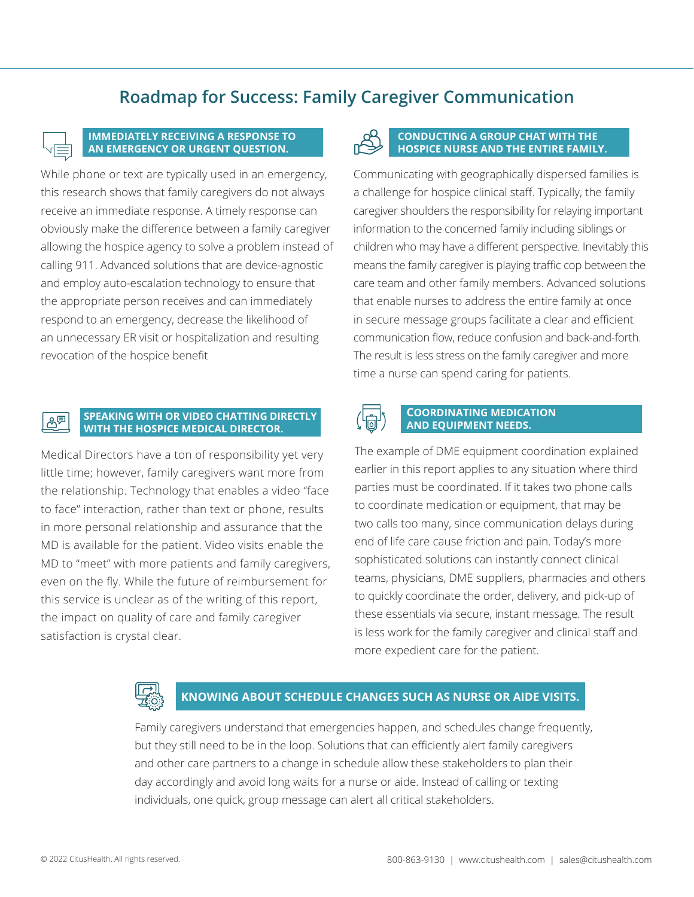# Roadmap for Success: Family Caregiver Communication

### IMMEDIATELY RECEIVING A RESPONSE TO AN EMERGENCY OR URGENT QUESTION.

While phone or text are typically used in an emergency, this research shows that family caregivers do not always receive an immediate response. A timely response can obviously make the difference between a family caregiver allowing the hospice agency to solve a problem instead of calling 911. Advanced solutions that are device-agnostic and employ auto-escalation technology to ensure that the appropriate person receives and can immediately respond to an emergency, decrease the likelihood of an unnecessary ER visit or hospitalization and resulting revocation of the hospice benefit

### SPEAKING WITH OR VIDEO CHATTING DIRECTLY WITH THE HOSPICE MEDICAL DIRECTOR.

Medical Directors have a ton of responsibility yet very little time; however, family caregivers want more from the relationship. Technology that enables a video "face to face" interaction, rather than text or phone, results in more personal relationship and assurance that the MD is available for the patient. Video visits enable the MD to "meet" with more patients and family caregivers, even on the fly. While the future of reimbursement for this service is unclear as of the writing of this report, the impact on quality of care and family caregiver satisfaction is crystal clear.

### CONDUCTING A GROUP CHAT WITH THE HOSPICE NURSE AND THE ENTIRE FAMILY.

Communicating with geographically dispersed families is a challenge for hospice clinical staff. Typically, the family caregiver shoulders the responsibility for relaying important information to the concerned family including siblings or children who may have a different perspective. Inevitably this means the family caregiver is playing traffic cop between the care team and other family members. Advanced solutions that enable nurses to address the entire family at once in secure message groups facilitate a clear and efficient communication flow, reduce confusion and back-and-forth. The result is less stress on the family caregiver and more time a nurse can spend caring for patients.

### COORDINATING MEDICATION AND EQUIPMENT NEEDS.

The example of DME equipment coordination explained earlier in this report applies to any situation where third parties must be coordinated. If it takes two phone calls to coordinate medication or equipment, that may be two calls too many, since communication delays during end of life care cause friction and pain. Today's more sophisticated solutions can instantly connect clinical teams, physicians, DME suppliers, pharmacies and others to quickly coordinate the order, delivery, and pick-up of these essentials via secure, instant message. The result is less work for the family caregiver and clinical staff and more expedient care for the patient.

### KNOWING ABOUT SCHEDULE CHANGES SUCH AS NURSE OR AIDE VISITS.

Family caregivers understand that emergencies happen, and schedules change frequently, but they still need to be in the loop. Solutions that can efficiently alert family caregivers and other care partners to a change in schedule allow these stakeholders to plan their day accordingly and avoid long waits for a nurse or aide. Instead of calling or texting individuals, one quick, group message can alert all critical stakeholders.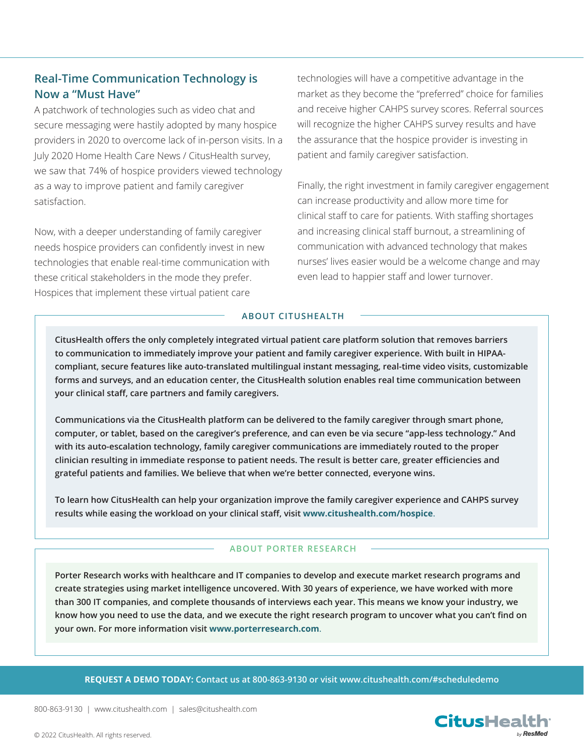## Real-Time Communication Technology is Now a "Must Have"

A patchwork of technologies such as video chat and secure messaging were hastily adopted by many hospice providers in 2020 to overcome lack of in-person visits. In a July 2020 Home Health Care News / CitusHealth survey, we saw that 74% of hospice providers viewed technology as a way to improve patient and family caregiver satisfaction.

Now, with a deeper understanding of family caregiver needs hospice providers can confidently invest in new technologies that enable real-time communication with these critical stakeholders in the mode they prefer. Hospices that implement these virtual patient care technologies will have a competitive advantage in the market as they become the "preferred" choice for families and receive higher CAHPS survey scores. Referral sources will recognize the higher CAHPS survey results and have the assurance that the hospice provider is investing in patient and family caregiver satisfaction.

Finally, the right investment in family caregiver engagement can increase productivity and allow more time for clinical staff to care for patients. With staffing shortages and increasing clinical staff burnout, a streamlining of communication with advanced technology that makes nurses' lives easier would be a welcome change and may even lead to happier staff and lower turnover.

### ABOUT CITUSHEALTH

**CitusHealth offers the only completely integrated virtual patient care platform solution that removes barriers to communication to immediately improve your patient and family caregiver experience. With built in HIPAA-compliant, secure features like auto-translated multilingual instant messaging, real-time video visits, customizable forms and surveys, and an education center, the CitusHealth solution enables real time communication between your clinical staff, care partners and family caregivers.**

**Communications via the CitusHealth platform can be delivered to the family caregiver through smart phone, computer, or tablet, based on the caregiver's preference, and can even be via secure "app-less technology." And with its auto-escalation technology, family caregiver communications are immediately routed to the proper clinician resulting in immediate response to patient needs. The result is better care, greater efficiencies and grateful patients and families. We believe that when we're better connected, everyone wins.**

**To learn how CitusHealth can help your organization improve the family caregiver experience and CAHPS survey results while easing the workload on your clinical staff, visit www.citushealth.com/hospice.**

### ABOUT PORTER RESEARCH

**Porter Research works with healthcare and IT companies to develop and execute market research programs and create strategies using market intelligence uncovered. With 30 years of experience, we have worked with more than 300 IT companies, and complete thousands of interviews each year. This means we know your industry, we know how you need to use the data, and we execute the right research program to uncover what you can't find on your own. For more information visit www.porterresearch.com.**

**REQUEST A DEMO TODAY:** Contact us at 800-863-9130 or visit www.citushealth.com/#scheduledemo

800-863-9130 | www.citushealth.com | sales@citushealth.com

© 2022 CitusHealth. All rights reserved.

CitusHealth by ResMed